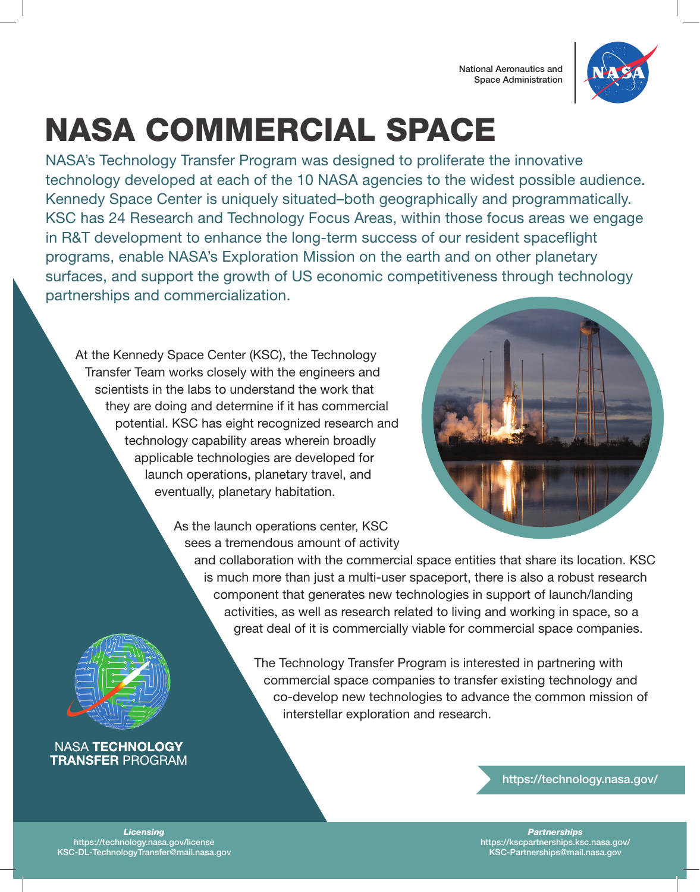National Aeronautics and Space Administration

# NASA COMMERCIAL SPACE

NASA's Technology Transfer Program was designed to proliferate the innovative technology developed at each of the 10 NASA agencies to the widest possible audience. Kennedy Space Center is uniquely situated–both geographically and programmatically. KSC has 24 Research and Technology Focus Areas, within those focus areas we engage in R&T development to enhance the long-term success of our resident spaceflight programs, enable NASA's Exploration Mission on the earth and on other planetary surfaces, and support the growth of US economic competitiveness through technology partnerships and commercialization.

At the Kennedy Space Center (KSC), the Technology Transfer Team works closely with the engineers and scientists in the labs to understand the work that they are doing and determine if it has commercial potential. KSC has eight recognized research and technology capability areas wherein broadly applicable technologies are developed for launch operations, planetary travel, and eventually, planetary habitation.

As the launch operations center, KSC sees a tremendous amount of activity and collaboration with the commercial space entities that share its location. KSC is much more than just a multi-user spaceport, there is also a robust research component that generates new technologies in support of launch/landing activities, as well as research related to living and working in space, so a great deal of it is commercially viable for commercial space companies.

The Technology Transfer Program is interested in partnering with commercial space companies to transfer existing technology and co-develop new technologies to advance the common mission of interstellar exploration and research.

NASA **TECHNOLOGY TRANSFER** PROGRAM

https://technology.nasa.gov/

***Licensing***
https://technology.nasa.gov/license
KSC-DL-TechnologyTransfer@mail.nasa.gov

***Partnerships***
https://kscpartnerships.ksc.nasa.gov/
KSC-Partnerships@mail.nasa.gov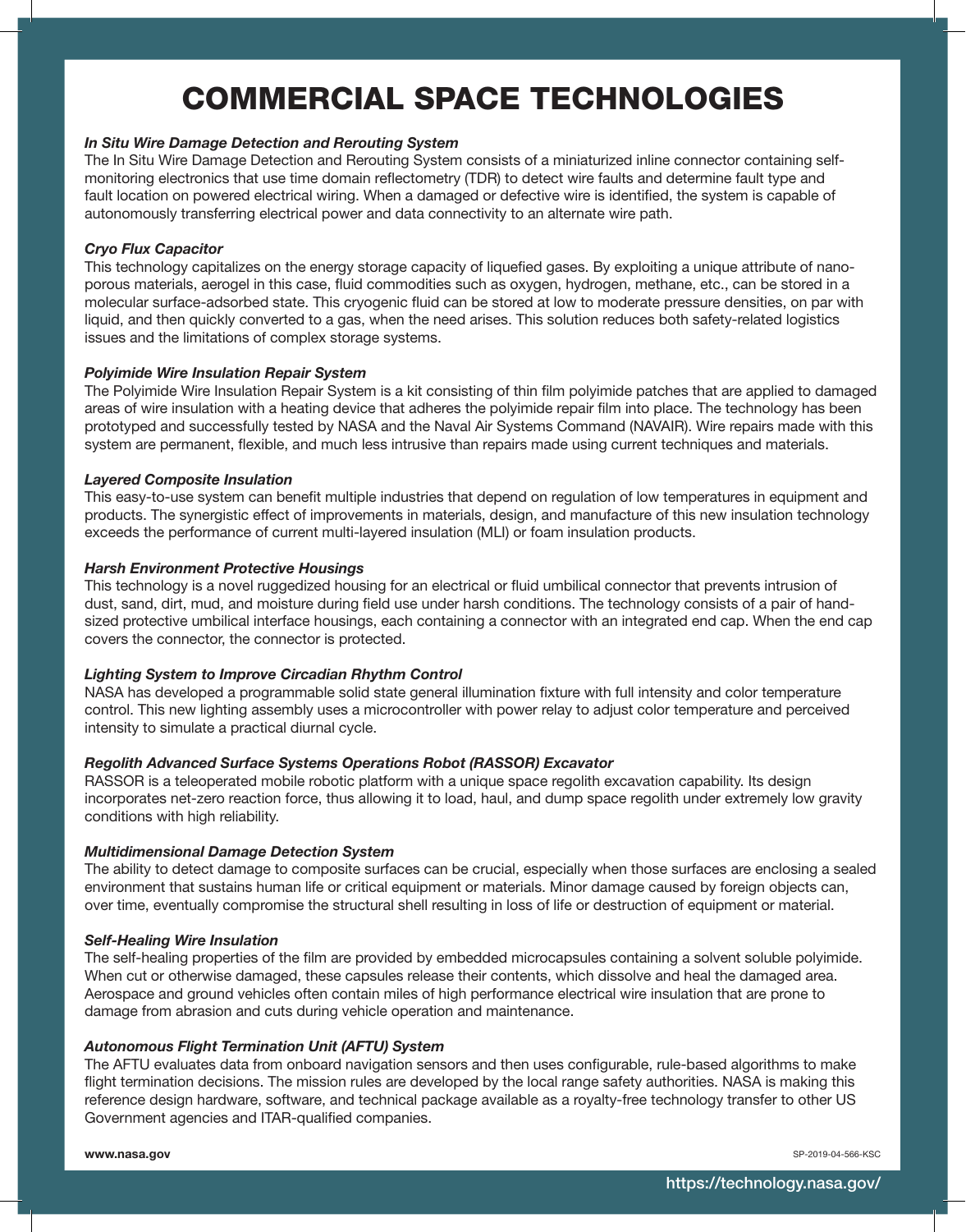# COMMERCIAL SPACE TECHNOLOGIES

***In Situ Wire Damage Detection and Rerouting System***

The In Situ Wire Damage Detection and Rerouting System consists of a miniaturized inline connector containing self-monitoring electronics that use time domain reflectometry (TDR) to detect wire faults and determine fault type and fault location on powered electrical wiring. When a damaged or defective wire is identified, the system is capable of autonomously transferring electrical power and data connectivity to an alternate wire path.

***Cryo Flux Capacitor***

This technology capitalizes on the energy storage capacity of liquefied gases. By exploiting a unique attribute of nano-porous materials, aerogel in this case, fluid commodities such as oxygen, hydrogen, methane, etc., can be stored in a molecular surface-adsorbed state. This cryogenic fluid can be stored at low to moderate pressure densities, on par with liquid, and then quickly converted to a gas, when the need arises. This solution reduces both safety-related logistics issues and the limitations of complex storage systems.

***Polyimide Wire Insulation Repair System***

The Polyimide Wire Insulation Repair System is a kit consisting of thin film polyimide patches that are applied to damaged areas of wire insulation with a heating device that adheres the polyimide repair film into place. The technology has been prototyped and successfully tested by NASA and the Naval Air Systems Command (NAVAIR). Wire repairs made with this system are permanent, flexible, and much less intrusive than repairs made using current techniques and materials.

***Layered Composite Insulation***

This easy-to-use system can benefit multiple industries that depend on regulation of low temperatures in equipment and products. The synergistic effect of improvements in materials, design, and manufacture of this new insulation technology exceeds the performance of current multi-layered insulation (MLI) or foam insulation products.

***Harsh Environment Protective Housings***

This technology is a novel ruggedized housing for an electrical or fluid umbilical connector that prevents intrusion of dust, sand, dirt, mud, and moisture during field use under harsh conditions. The technology consists of a pair of hand-sized protective umbilical interface housings, each containing a connector with an integrated end cap. When the end cap covers the connector, the connector is protected.

***Lighting System to Improve Circadian Rhythm Control***

NASA has developed a programmable solid state general illumination fixture with full intensity and color temperature control. This new lighting assembly uses a microcontroller with power relay to adjust color temperature and perceived intensity to simulate a practical diurnal cycle.

***Regolith Advanced Surface Systems Operations Robot (RASSOR) Excavator***

RASSOR is a teleoperated mobile robotic platform with a unique space regolith excavation capability. Its design incorporates net-zero reaction force, thus allowing it to load, haul, and dump space regolith under extremely low gravity conditions with high reliability.

***Multidimensional Damage Detection System***

The ability to detect damage to composite surfaces can be crucial, especially when those surfaces are enclosing a sealed environment that sustains human life or critical equipment or materials. Minor damage caused by foreign objects can, over time, eventually compromise the structural shell resulting in loss of life or destruction of equipment or material.

***Self-Healing Wire Insulation***

The self-healing properties of the film are provided by embedded microcapsules containing a solvent soluble polyimide. When cut or otherwise damaged, these capsules release their contents, which dissolve and heal the damaged area. Aerospace and ground vehicles often contain miles of high performance electrical wire insulation that are prone to damage from abrasion and cuts during vehicle operation and maintenance.

***Autonomous Flight Termination Unit (AFTU) System***

The AFTU evaluates data from onboard navigation sensors and then uses configurable, rule-based algorithms to make flight termination decisions. The mission rules are developed by the local range safety authorities. NASA is making this reference design hardware, software, and technical package available as a royalty-free technology transfer to other US Government agencies and ITAR-qualified companies.

**www.nasa.gov**

SP-2019-04-566-KSC

https://technology.nasa.gov/